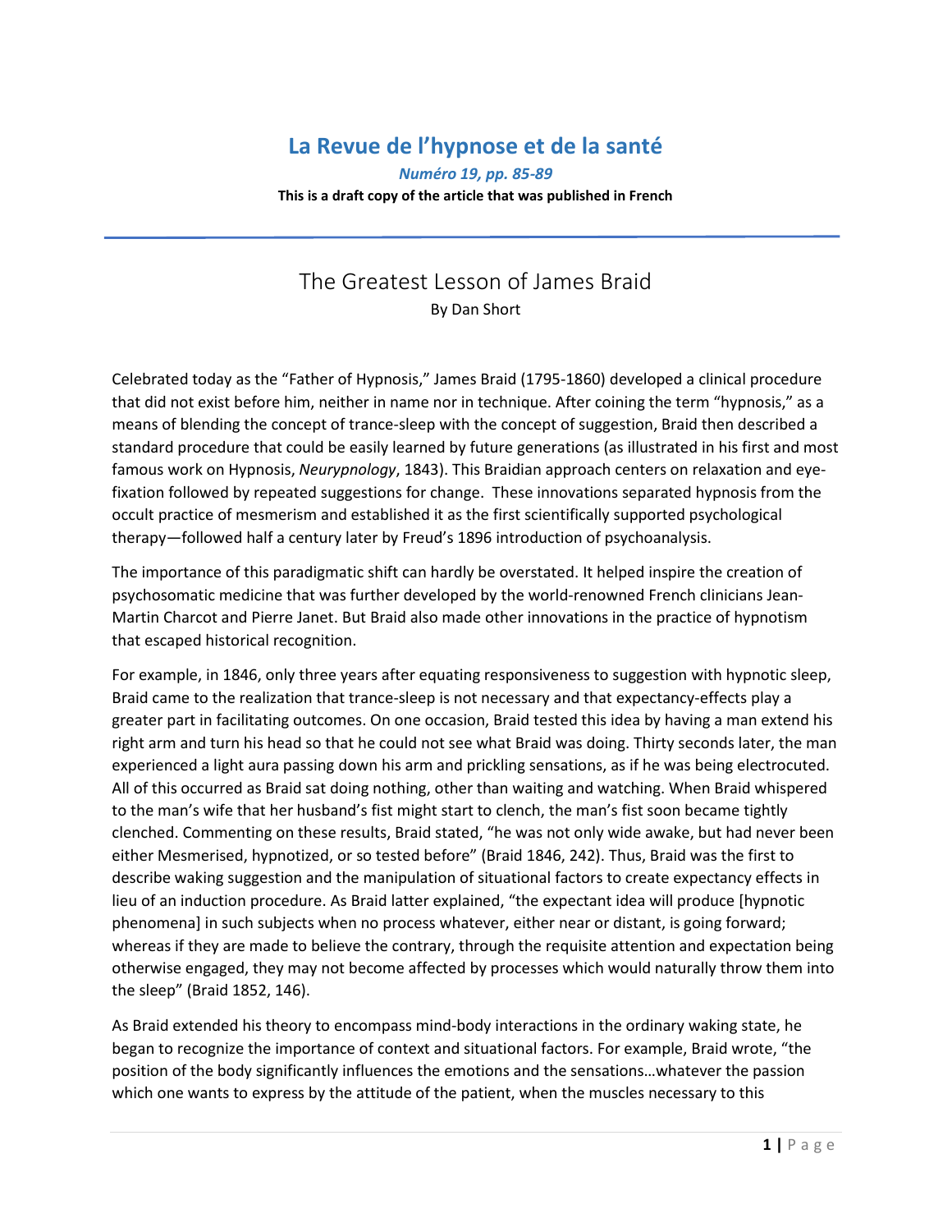# La Revue de l'hypnose et de la santé

*Numéro 19, pp. 85-89*

**This is a draft copy of the article that was published in French**

---

## The Greatest Lesson of James Braid

By Dan Short

Celebrated today as the "Father of Hypnosis," James Braid (1795-1860) developed a clinical procedure that did not exist before him, neither in name nor in technique. After coining the term "hypnosis," as a means of blending the concept of trance-sleep with the concept of suggestion, Braid then described a standard procedure that could be easily learned by future generations (as illustrated in his first and most famous work on Hypnosis, *Neurypnology*, 1843). This Braidian approach centers on relaxation and eye-fixation followed by repeated suggestions for change. These innovations separated hypnosis from the occult practice of mesmerism and established it as the first scientifically supported psychological therapy—followed half a century later by Freud's 1896 introduction of psychoanalysis.

The importance of this paradigmatic shift can hardly be overstated. It helped inspire the creation of psychosomatic medicine that was further developed by the world-renowned French clinicians Jean-Martin Charcot and Pierre Janet. But Braid also made other innovations in the practice of hypnotism that escaped historical recognition.

For example, in 1846, only three years after equating responsiveness to suggestion with hypnotic sleep, Braid came to the realization that trance-sleep is not necessary and that expectancy-effects play a greater part in facilitating outcomes. On one occasion, Braid tested this idea by having a man extend his right arm and turn his head so that he could not see what Braid was doing. Thirty seconds later, the man experienced a light aura passing down his arm and prickling sensations, as if he was being electrocuted. All of this occurred as Braid sat doing nothing, other than waiting and watching. When Braid whispered to the man's wife that her husband's fist might start to clench, the man's fist soon became tightly clenched. Commenting on these results, Braid stated, "he was not only wide awake, but had never been either Mesmerised, hypnotized, or so tested before" (Braid 1846, 242). Thus, Braid was the first to describe waking suggestion and the manipulation of situational factors to create expectancy effects in lieu of an induction procedure. As Braid latter explained, "the expectant idea will produce [hypnotic phenomena] in such subjects when no process whatever, either near or distant, is going forward; whereas if they are made to believe the contrary, through the requisite attention and expectation being otherwise engaged, they may not become affected by processes which would naturally throw them into the sleep" (Braid 1852, 146).

As Braid extended his theory to encompass mind-body interactions in the ordinary waking state, he began to recognize the importance of context and situational factors. For example, Braid wrote, "the position of the body significantly influences the emotions and the sensations…whatever the passion which one wants to express by the attitude of the patient, when the muscles necessary to this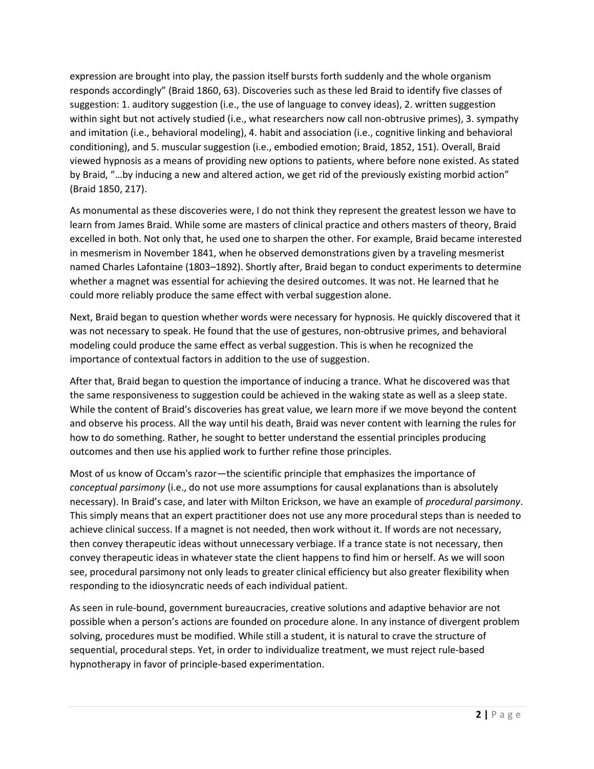expression are brought into play, the passion itself bursts forth suddenly and the whole organism responds accordingly" (Braid 1860, 63). Discoveries such as these led Braid to identify five classes of suggestion: 1. auditory suggestion (i.e., the use of language to convey ideas), 2. written suggestion within sight but not actively studied (i.e., what researchers now call non-obtrusive primes), 3. sympathy and imitation (i.e., behavioral modeling), 4. habit and association (i.e., cognitive linking and behavioral conditioning), and 5. muscular suggestion (i.e., embodied emotion; Braid, 1852, 151). Overall, Braid viewed hypnosis as a means of providing new options to patients, where before none existed. As stated by Braid, "…by inducing a new and altered action, we get rid of the previously existing morbid action" (Braid 1850, 217).

As monumental as these discoveries were, I do not think they represent the greatest lesson we have to learn from James Braid. While some are masters of clinical practice and others masters of theory, Braid excelled in both. Not only that, he used one to sharpen the other. For example, Braid became interested in mesmerism in November 1841, when he observed demonstrations given by a traveling mesmerist named Charles Lafontaine (1803–1892). Shortly after, Braid began to conduct experiments to determine whether a magnet was essential for achieving the desired outcomes. It was not. He learned that he could more reliably produce the same effect with verbal suggestion alone.

Next, Braid began to question whether words were necessary for hypnosis. He quickly discovered that it was not necessary to speak. He found that the use of gestures, non-obtrusive primes, and behavioral modeling could produce the same effect as verbal suggestion. This is when he recognized the importance of contextual factors in addition to the use of suggestion.

After that, Braid began to question the importance of inducing a trance. What he discovered was that the same responsiveness to suggestion could be achieved in the waking state as well as a sleep state. While the content of Braid's discoveries has great value, we learn more if we move beyond the content and observe his process. All the way until his death, Braid was never content with learning the rules for how to do something. Rather, he sought to better understand the essential principles producing outcomes and then use his applied work to further refine those principles.

Most of us know of Occam's razor—the scientific principle that emphasizes the importance of *conceptual parsimony* (i.e., do not use more assumptions for causal explanations than is absolutely necessary). In Braid's case, and later with Milton Erickson, we have an example of *procedural parsimony*. This simply means that an expert practitioner does not use any more procedural steps than is needed to achieve clinical success. If a magnet is not needed, then work without it. If words are not necessary, then convey therapeutic ideas without unnecessary verbiage. If a trance state is not necessary, then convey therapeutic ideas in whatever state the client happens to find him or herself. As we will soon see, procedural parsimony not only leads to greater clinical efficiency but also greater flexibility when responding to the idiosyncratic needs of each individual patient.

As seen in rule-bound, government bureaucracies, creative solutions and adaptive behavior are not possible when a person's actions are founded on procedure alone. In any instance of divergent problem solving, procedures must be modified. While still a student, it is natural to crave the structure of sequential, procedural steps. Yet, in order to individualize treatment, we must reject rule-based hypnotherapy in favor of principle-based experimentation.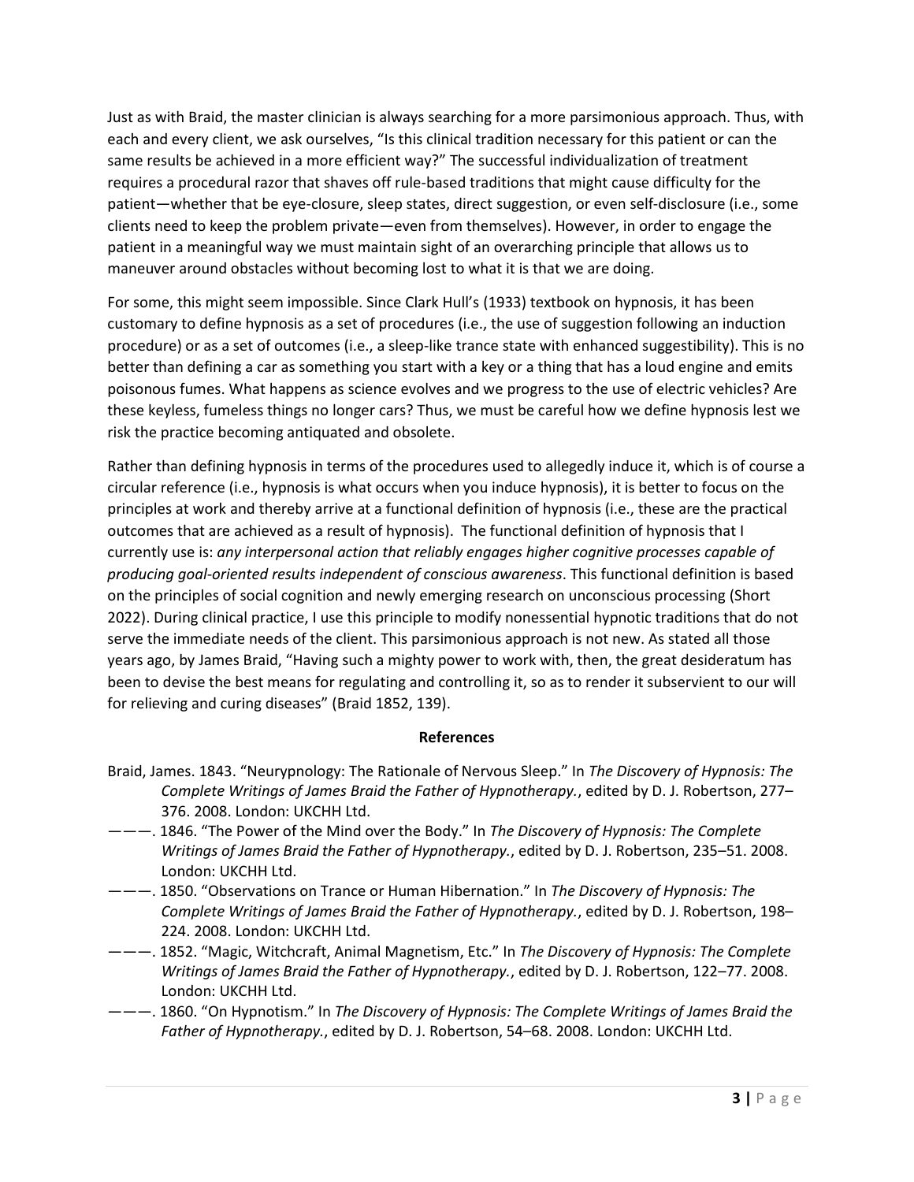Just as with Braid, the master clinician is always searching for a more parsimonious approach. Thus, with each and every client, we ask ourselves, "Is this clinical tradition necessary for this patient or can the same results be achieved in a more efficient way?" The successful individualization of treatment requires a procedural razor that shaves off rule-based traditions that might cause difficulty for the patient—whether that be eye-closure, sleep states, direct suggestion, or even self-disclosure (i.e., some clients need to keep the problem private—even from themselves). However, in order to engage the patient in a meaningful way we must maintain sight of an overarching principle that allows us to maneuver around obstacles without becoming lost to what it is that we are doing.

For some, this might seem impossible. Since Clark Hull's (1933) textbook on hypnosis, it has been customary to define hypnosis as a set of procedures (i.e., the use of suggestion following an induction procedure) or as a set of outcomes (i.e., a sleep-like trance state with enhanced suggestibility). This is no better than defining a car as something you start with a key or a thing that has a loud engine and emits poisonous fumes. What happens as science evolves and we progress to the use of electric vehicles? Are these keyless, fumeless things no longer cars? Thus, we must be careful how we define hypnosis lest we risk the practice becoming antiquated and obsolete.

Rather than defining hypnosis in terms of the procedures used to allegedly induce it, which is of course a circular reference (i.e., hypnosis is what occurs when you induce hypnosis), it is better to focus on the principles at work and thereby arrive at a functional definition of hypnosis (i.e., these are the practical outcomes that are achieved as a result of hypnosis). The functional definition of hypnosis that I currently use is: *any interpersonal action that reliably engages higher cognitive processes capable of producing goal-oriented results independent of conscious awareness*. This functional definition is based on the principles of social cognition and newly emerging research on unconscious processing (Short 2022). During clinical practice, I use this principle to modify nonessential hypnotic traditions that do not serve the immediate needs of the client. This parsimonious approach is not new. As stated all those years ago, by James Braid, "Having such a mighty power to work with, then, the great desideratum has been to devise the best means for regulating and controlling it, so as to render it subservient to our will for relieving and curing diseases" (Braid 1852, 139).

## References

Braid, James. 1843. "Neurypnology: The Rationale of Nervous Sleep." In *The Discovery of Hypnosis: The Complete Writings of James Braid the Father of Hypnotherapy.*, edited by D. J. Robertson, 277–376. 2008. London: UKCHH Ltd.

———. 1846. "The Power of the Mind over the Body." In *The Discovery of Hypnosis: The Complete Writings of James Braid the Father of Hypnotherapy.*, edited by D. J. Robertson, 235–51. 2008. London: UKCHH Ltd.

———. 1850. "Observations on Trance or Human Hibernation." In *The Discovery of Hypnosis: The Complete Writings of James Braid the Father of Hypnotherapy.*, edited by D. J. Robertson, 198–224. 2008. London: UKCHH Ltd.

———. 1852. "Magic, Witchcraft, Animal Magnetism, Etc." In *The Discovery of Hypnosis: The Complete Writings of James Braid the Father of Hypnotherapy.*, edited by D. J. Robertson, 122–77. 2008. London: UKCHH Ltd.

———. 1860. "On Hypnotism." In *The Discovery of Hypnosis: The Complete Writings of James Braid the Father of Hypnotherapy.*, edited by D. J. Robertson, 54–68. 2008. London: UKCHH Ltd.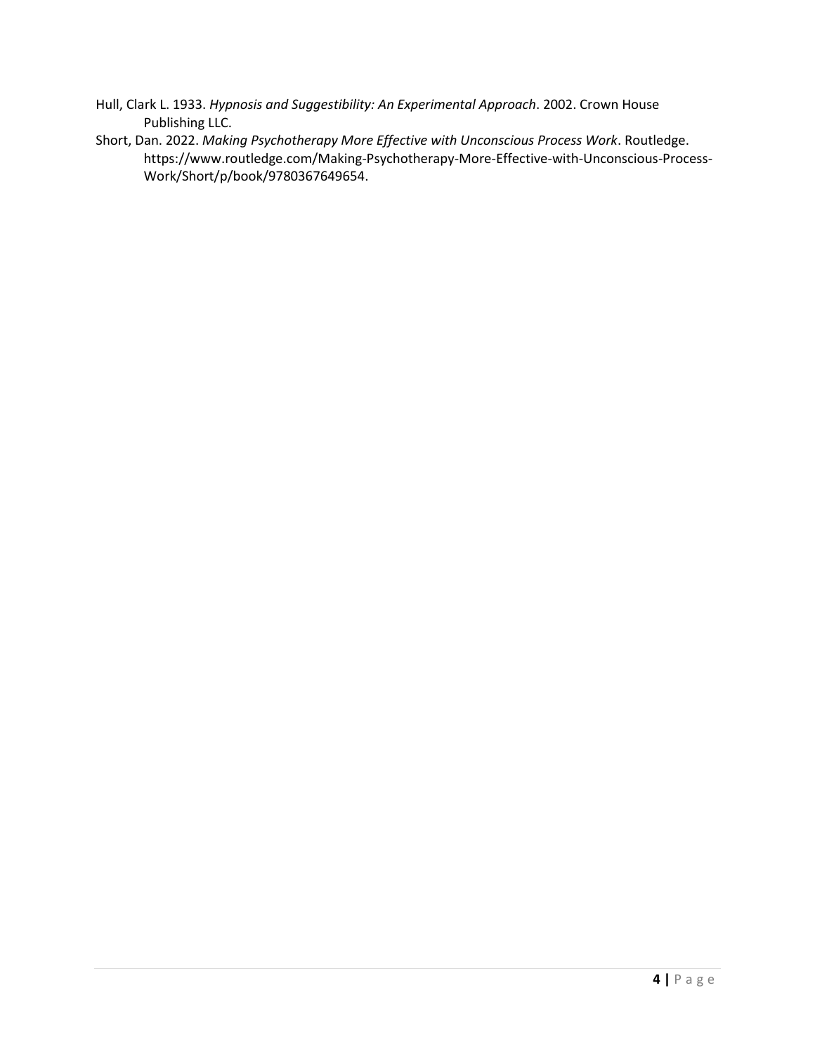Hull, Clark L. 1933. *Hypnosis and Suggestibility: An Experimental Approach*. 2002. Crown House Publishing LLC.

Short, Dan. 2022. *Making Psychotherapy More Effective with Unconscious Process Work*. Routledge. https://www.routledge.com/Making-Psychotherapy-More-Effective-with-Unconscious-Process-Work/Short/p/book/9780367649654.